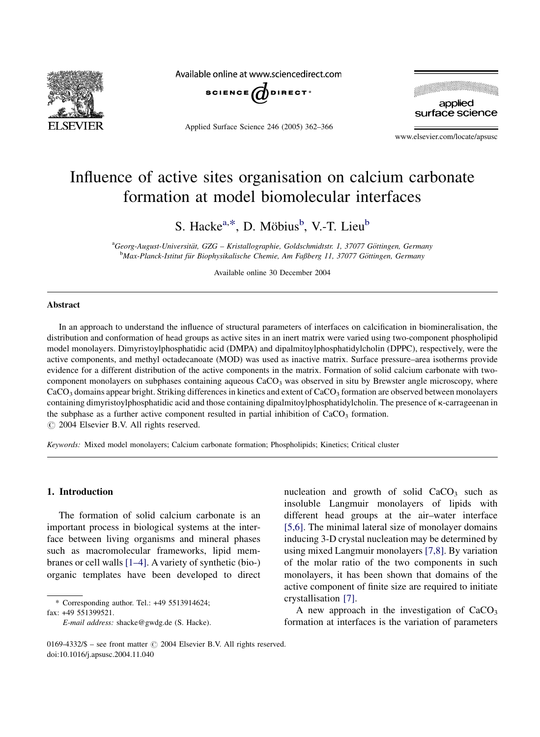# Influence of active sites organisation on calcium carbonate formation at model biomolecular interfaces

S. Hacke[a,*], D. Möbius[b], V.-T. Lieu[b]

[a] *Georg-August-Universität, GZG – Kristallographie, Goldschmidtstr. 1, 37077 Göttingen, Germany*
[b] *Max-Planck-Isitut für Biophysikalische Chemie, Am Faßberg 11, 37077 Göttingen, Germany*

Available online 30 December 2004

## Abstract

In an approach to understand the influence of structural parameters of interfaces on calcification in biomineralisation, the distribution and conformation of head groups as active sites in an inert matrix were varied using two-component phospholipid model monolayers. Dimyristoylphosphatidic acid (DMPA) and dipalmitoylphosphatidylcholin (DPPC), respectively, were the active components, and methyl octadecanoate (MOD) was used as inactive matrix. Surface pressure–area isotherms provide evidence for a different distribution of the active components in the matrix. Formation of solid calcium carbonate with two-component monolayers on subphases containing aqueous $CaCO_3$ was observed in situ by Brewster angle microscopy, where $CaCO_3$ domains appear bright. Striking differences in kinetics and extent of $CaCO_3$ formation are observed between monolayers containing dimyristoylphosphatidic acid and those containing dipalmitoylphosphatidylcholin. The presence of κ-carrageenan in the subphase as a further active component resulted in partial inhibition of $CaCO_3$ formation.
© 2004 Elsevier B.V. All rights reserved.

*Keywords:* Mixed model monolayers; Calcium carbonate formation; Phospholipids; Kinetics; Critical cluster

## 1. Introduction

The formation of solid calcium carbonate is an important process in biological systems at the interface between living organisms and mineral phases such as macromolecular frameworks, lipid membranes or cell walls [1–4]. A variety of synthetic (bio-) organic templates have been developed to direct nucleation and growth of solid $CaCO_3$ such as insoluble Langmuir monolayers of lipids with different head groups at the air–water interface [5,6]. The minimal lateral size of monolayer domains inducing 3-D crystal nucleation may be determined by using mixed Langmuir monolayers [7,8]. By variation of the molar ratio of the two components in such monolayers, it has been shown that domains of the active component of finite size are required to initiate crystallisation [7].

A new approach in the investigation of $CaCO_3$ formation at interfaces is the variation of parameters

\* Corresponding author. Tel.: +49 5513914624; fax: +49 551399521.
*E-mail address:* shacke@gwdg.de (S. Hacke).

0169-4332/$ – see front matter © 2004 Elsevier B.V. All rights reserved.
doi:10.1016/j.apsusc.2004.11.040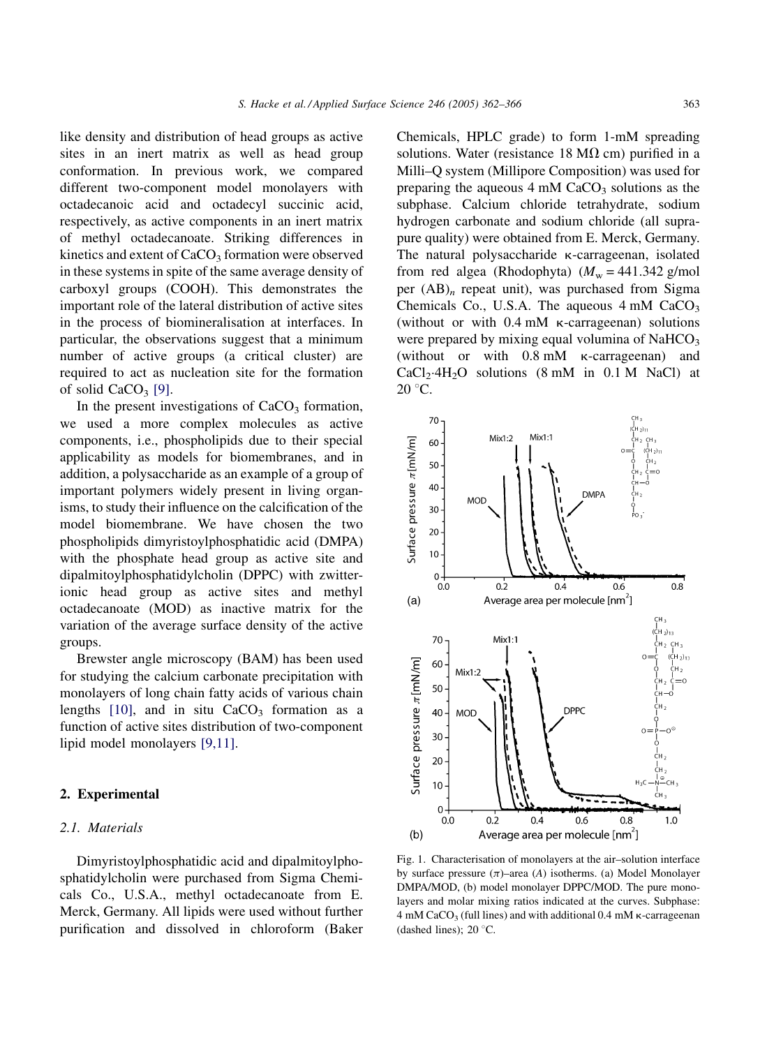like density and distribution of head groups as active sites in an inert matrix as well as head group conformation. In previous work, we compared different two-component model monolayers with octadecanoic acid and octadecyl succinic acid, respectively, as active components in an inert matrix of methyl octadecanoate. Striking differences in kinetics and extent of $CaCO_3$ formation were observed in these systems in spite of the same average density of carboxyl groups (COOH). This demonstrates the important role of the lateral distribution of active sites in the process of biomineralisation at interfaces. In particular, the observations suggest that a minimum number of active groups (a critical cluster) are required to act as nucleation site for the formation of solid $CaCO_3$ [9].

In the present investigations of $CaCO_3$ formation, we used a more complex molecules as active components, i.e., phospholipids due to their special applicability as models for biomembranes, and in addition, a polysaccharide as an example of a group of important polymers widely present in living organisms, to study their influence on the calcification of the model biomembrane. We have chosen the two phospholipids dimyristoylphosphatidic acid (DMPA) with the phosphate head group as active site and dipalmitoylphosphatidylcholin (DPPC) with zwitterionic head group as active sites and methyl octadecanoate (MOD) as inactive matrix for the variation of the average surface density of the active groups.

Brewster angle microscopy (BAM) has been used for studying the calcium carbonate precipitation with monolayers of long chain fatty acids of various chain lengths [10], and in situ $CaCO_3$ formation as a function of active sites distribution of two-component lipid model monolayers [9,11].

## 2. Experimental

### 2.1. Materials

Dimyristoylphosphatidic acid and dipalmitoylphosphatidylcholin were purchased from Sigma Chemicals Co., U.S.A., methyl octadecanoate from E. Merck, Germany. All lipids were used without further purification and dissolved in chloroform (Baker Chemicals, HPLC grade) to form 1-mM spreading solutions. Water (resistance 18 MΩ cm) purified in a Milli–Q system (Millipore Composition) was used for preparing the aqueous 4 mM $CaCO_3$ solutions as the subphase. Calcium chloride tetrahydrate, sodium hydrogen carbonate and sodium chloride (all suprapure quality) were obtained from E. Merck, Germany. The natural polysaccharide κ-carrageenan, isolated from red algea (Rhodophyta) ($M_w$ = 441.342 g/mol per $(AB)_n$ repeat unit), was purchased from Sigma Chemicals Co., U.S.A. The aqueous 4 mM $CaCO_3$ (without or with 0.4 mM κ-carrageenan) solutions were prepared by mixing equal volumina of $NaHCO_3$ (without or with 0.8 mM κ-carrageenan) and $CaCl_2{\cdot}4H_2O$ solutions (8 mM in 0.1 M NaCl) at 20 °C.

Fig. 1. Characterisation of monolayers at the air–solution interface by surface pressure ($\pi$)–area ($A$) isotherms. (a) Model Monolayer DMPA/MOD, (b) model monolayer DPPC/MOD. The pure monolayers and molar mixing ratios indicated at the curves. Subphase: 4 mM $CaCO_3$ (full lines) and with additional 0.4 mM κ-carrageenan (dashed lines); 20 °C.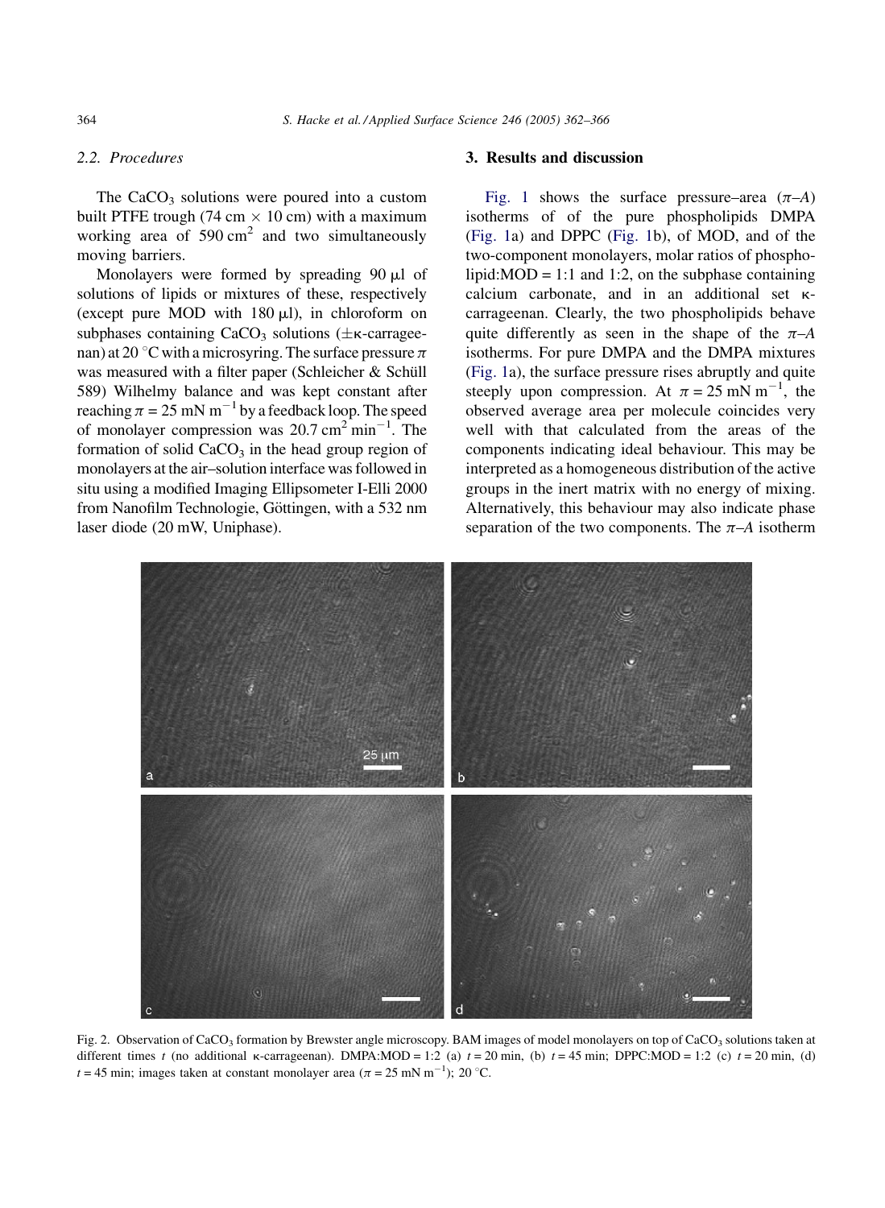### 2.2. Procedures

The $CaCO_3$ solutions were poured into a custom built PTFE trough (74 cm × 10 cm) with a maximum working area of 590 $cm^2$ and two simultaneously moving barriers.

Monolayers were formed by spreading 90 μl of solutions of lipids or mixtures of these, respectively (except pure MOD with 180 μl), in chloroform on subphases containing $CaCO_3$ solutions (±κ-carrageenan) at 20 °C with a microsyring. The surface pressure $\pi$ was measured with a filter paper (Schleicher & Schüll 589) Wilhelmy balance and was kept constant after reaching $\pi = 25$ mN $m^{-1}$ by a feedback loop. The speed of monolayer compression was 20.7 $cm^2$ $min^{-1}$. The formation of solid $CaCO_3$ in the head group region of monolayers at the air–solution interface was followed in situ using a modified Imaging Ellipsometer I-Elli 2000 from Nanofilm Technologie, Göttingen, with a 532 nm laser diode (20 mW, Uniphase).

## 3. Results and discussion

Fig. 1 shows the surface pressure–area ($\pi$–$A$) isotherms of of the pure phospholipids DMPA (Fig. 1a) and DPPC (Fig. 1b), of MOD, and of the two-component monolayers, molar ratios of phospholipid:MOD = 1:1 and 1:2, on the subphase containing calcium carbonate, and in an additional set κ-carrageenan. Clearly, the two phospholipids behave quite differently as seen in the shape of the $\pi$–$A$ isotherms. For pure DMPA and the DMPA mixtures (Fig. 1a), the surface pressure rises abruptly and quite steeply upon compression. At $\pi = 25$ mN $m^{-1}$, the observed average area per molecule coincides very well with that calculated from the areas of the components indicating ideal behaviour. This may be interpreted as a homogeneous distribution of the active groups in the inert matrix with no energy of mixing. Alternatively, this behaviour may also indicate phase separation of the two components. The $\pi$–$A$ isotherm

Fig. 2. Observation of $CaCO_3$ formation by Brewster angle microscopy. BAM images of model monolayers on top of $CaCO_3$ solutions taken at different times $t$ (no additional κ-carrageenan). DMPA:MOD = 1:2 (a) $t = 20$ min, (b) $t = 45$ min; DPPC:MOD = 1:2 (c) $t = 20$ min, (d) $t = 45$ min; images taken at constant monolayer area ($\pi = 25$ mN $m^{-1}$); 20 °C.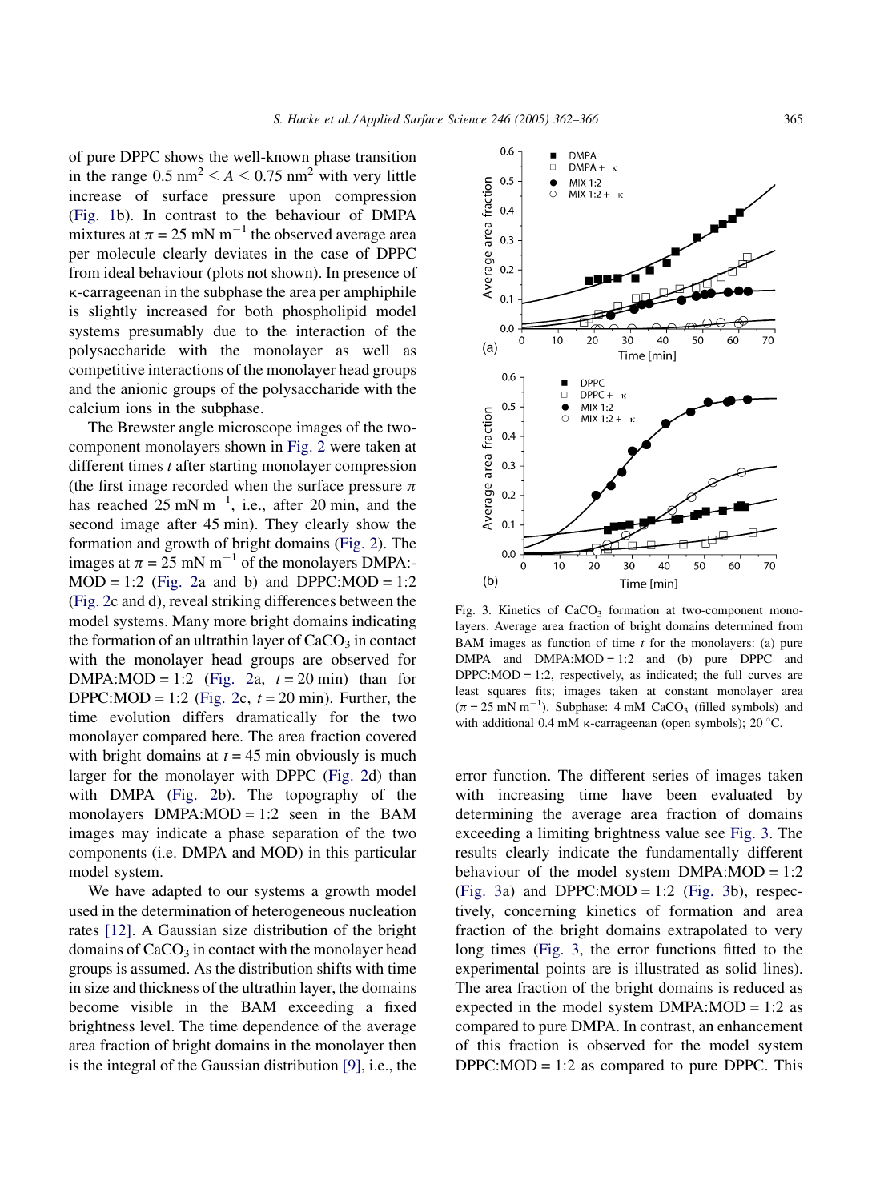of pure DPPC shows the well-known phase transition in the range $0.5\ \mathrm{nm}^2 \leq A \leq 0.75\ \mathrm{nm}^2$ with very little increase of surface pressure upon compression (Fig. 1b). In contrast to the behaviour of DMPA mixtures at $\pi = 25\ \mathrm{mN\ m}^{-1}$ the observed average area per molecule clearly deviates in the case of DPPC from ideal behaviour (plots not shown). In presence of κ-carrageenan in the subphase the area per amphiphile is slightly increased for both phospholipid model systems presumably due to the interaction of the polysaccharide with the monolayer as well as competitive interactions of the monolayer head groups and the anionic groups of the polysaccharide with the calcium ions in the subphase.

The Brewster angle microscope images of the two-component monolayers shown in Fig. 2 were taken at different times $t$ after starting monolayer compression (the first image recorded when the surface pressure $\pi$ has reached $25\ \mathrm{mN\ m}^{-1}$, i.e., after 20 min, and the second image after 45 min). They clearly show the formation and growth of bright domains (Fig. 2). The images at $\pi = 25\ \mathrm{mN\ m}^{-1}$ of the monolayers DMPA:MOD = 1:2 (Fig. 2a and b) and DPPC:MOD = 1:2 (Fig. 2c and d), reveal striking differences between the model systems. Many more bright domains indicating the formation of an ultrathin layer of $CaCO_3$ in contact with the monolayer head groups are observed for DMPA:MOD = 1:2 (Fig. 2a, $t = 20$ min) than for DPPC:MOD = 1:2 (Fig. 2c, $t = 20$ min). Further, the time evolution differs dramatically for the two monolayer compared here. The area fraction covered with bright domains at $t = 45$ min obviously is much larger for the monolayer with DPPC (Fig. 2d) than with DMPA (Fig. 2b). The topography of the monolayers DMPA:MOD = 1:2 seen in the BAM images may indicate a phase separation of the two components (i.e. DMPA and MOD) in this particular model system.

We have adapted to our systems a growth model used in the determination of heterogeneous nucleation rates [12]. A Gaussian size distribution of the bright domains of $CaCO_3$ in contact with the monolayer head groups is assumed. As the distribution shifts with time in size and thickness of the ultrathin layer, the domains become visible in the BAM images exceeding a fixed brightness level. The time dependence of the average area fraction of bright domains in the monolayer then is the integral of the Gaussian distribution [9], i.e., the error function. The different series of images taken with increasing time have been evaluated by determining the average area fraction of domains exceeding a limiting brightness value see Fig. 3. The results clearly indicate the fundamentally different behaviour of the model system DMPA:MOD = 1:2 (Fig. 3a) and DPPC:MOD = 1:2 (Fig. 3b), respectively, concerning kinetics of formation and area fraction of the bright domains extrapolated to very long times (Fig. 3, the error functions fitted to the experimental points are is illustrated as solid lines). The area fraction of the bright domains is reduced as expected in the model system DMPA:MOD = 1:2 as compared to pure DMPA. In contrast, an enhancement of this fraction is observed for the model system DPPC:MOD = 1:2 as compared to pure DPPC. This

Fig. 3. Kinetics of $CaCO_3$ formation at two-component monolayers. Average area fraction of bright domains determined from BAM images as function of time $t$ for the monolayers: (a) pure DMPA and DMPA:MOD = 1:2 and (b) pure DPPC and DPPC:MOD = 1:2, respectively, as indicated; the full curves are least squares fits; images taken at constant monolayer area ($\pi = 25\ \mathrm{mN\ m}^{-1}$). Subphase: 4 mM $CaCO_3$ (filled symbols) and with additional 0.4 mM κ-carrageenan (open symbols); 20 °C.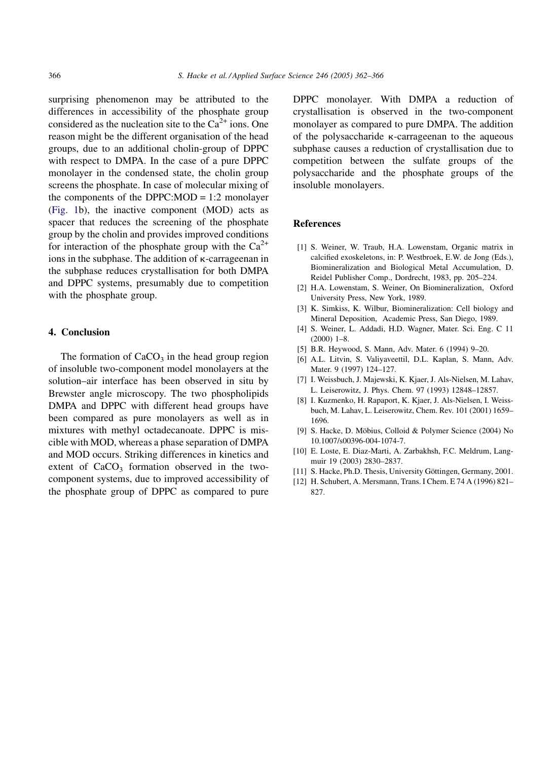surprising phenomenon may be attributed to the differences in accessibility of the phosphate group considered as the nucleation site to the $Ca^{2+}$ ions. One reason might be the different organisation of the head groups, due to an additional cholin-group of DPPC with respect to DMPA. In the case of a pure DPPC monolayer in the condensed state, the cholin group screens the phosphate. In case of molecular mixing of the components of the DPPC:MOD = 1:2 monolayer (Fig. 1b), the inactive component (MOD) acts as spacer that reduces the screening of the phosphate group by the cholin and provides improved conditions for interaction of the phosphate group with the $Ca^{2+}$ ions in the subphase. The addition of κ-carrageenan in the subphase reduces crystallisation for both DMPA and DPPC systems, presumably due to competition with the phosphate group.

## 4. Conclusion

The formation of $CaCO_3$ in the head group region of insoluble two-component model monolayers at the solution–air interface has been observed in situ by Brewster angle microscopy. The two phospholipids DMPA and DPPC with different head groups have been compared as pure monolayers as well as in mixtures with methyl octadecanoate. DPPC is miscible with MOD, whereas a phase separation of DMPA and MOD occurs. Striking differences in kinetics and extent of $CaCO_3$ formation observed in the two-component systems, due to improved accessibility of the phosphate group of DPPC as compared to pure DPPC monolayer. With DMPA a reduction of crystallisation is observed in the two-component monolayer as compared to pure DMPA. The addition of the polysaccharide κ-carrageenan to the aqueous subphase causes a reduction of crystallisation due to competition between the sulfate groups of the polysaccharide and the phosphate groups of the insoluble monolayers.

## References

[1] S. Weiner, W. Traub, H.A. Lowenstam, Organic matrix in calcified exoskeletons, in: P. Westbroek, E.W. de Jong (Eds.), Biomineralization and Biological Metal Accumulation, D. Reidel Publisher Comp., Dordrecht, 1983, pp. 205–224.

[2] H.A. Lowenstam, S. Weiner, On Biomineralization, Oxford University Press, New York, 1989.

[3] K. Simkiss, K. Wilbur, Biomineralization: Cell biology and Mineral Deposition, Academic Press, San Diego, 1989.

[4] S. Weiner, L. Addadi, H.D. Wagner, Mater. Sci. Eng. C 11 (2000) 1–8.

[5] B.R. Heywood, S. Mann, Adv. Mater. 6 (1994) 9–20.

[6] A.L. Litvin, S. Valiyaveettil, D.L. Kaplan, S. Mann, Adv. Mater. 9 (1997) 124–127.

[7] I. Weissbuch, J. Majewski, K. Kjaer, J. Als-Nielsen, M. Lahav, L. Leiserowitz, J. Phys. Chem. 97 (1993) 12848–12857.

[8] I. Kuzmenko, H. Rapaport, K. Kjaer, J. Als-Nielsen, I. Weissbuch, M. Lahav, L. Leiserowitz, Chem. Rev. 101 (2001) 1659–1696.

[9] S. Hacke, D. Möbius, Colloid & Polymer Science (2004) No 10.1007/s00396-004-1074-7.

[10] E. Loste, E. Diaz-Marti, A. Zarbakhsh, F.C. Meldrum, Langmuir 19 (2003) 2830–2837.

[11] S. Hacke, Ph.D. Thesis, University Göttingen, Germany, 2001.

[12] H. Schubert, A. Mersmann, Trans. I Chem. E 74 A (1996) 821–827.